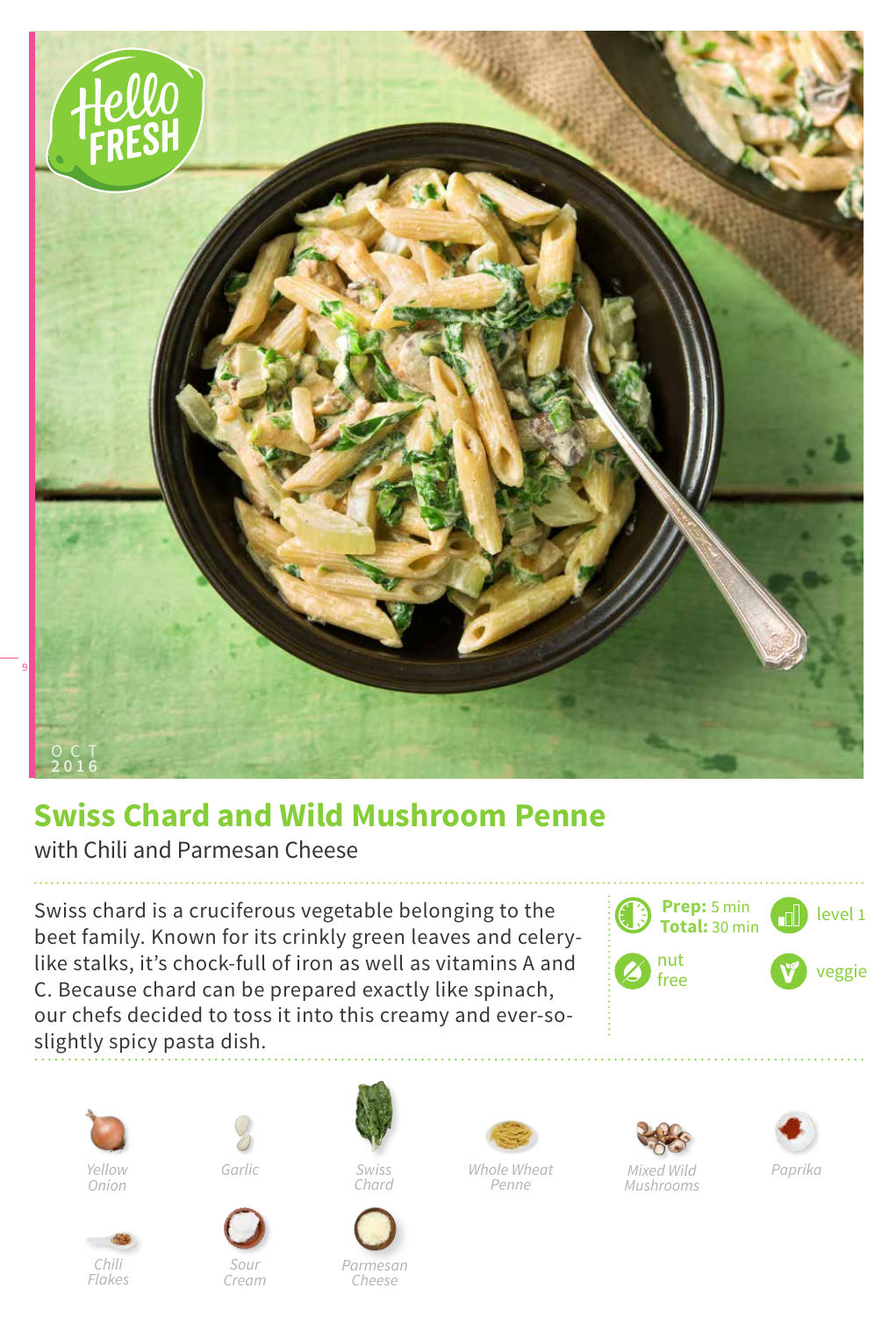# Swiss Chard and Wild Mushroom Penne

with Chili and Parmesan Cheese

Swiss chard is a cruciferous vegetable belonging to the beet family. Known for its crinkly green leaves and celery-like stalks, it's chock-full of iron as well as vitamins A and C. Because chard can be prepared exactly like spinach, our chefs decided to toss it into this creamy and ever-so-slightly spicy pasta dish.

**Prep:** 5 min
**Total:** 30 min

level 1

nut free

veggie

- Yellow Onion
- Garlic
- Swiss Chard
- Whole Wheat Penne
- Mixed Wild Mushrooms
- Paprika
- Chili Flakes
- Sour Cream
- Parmesan Cheese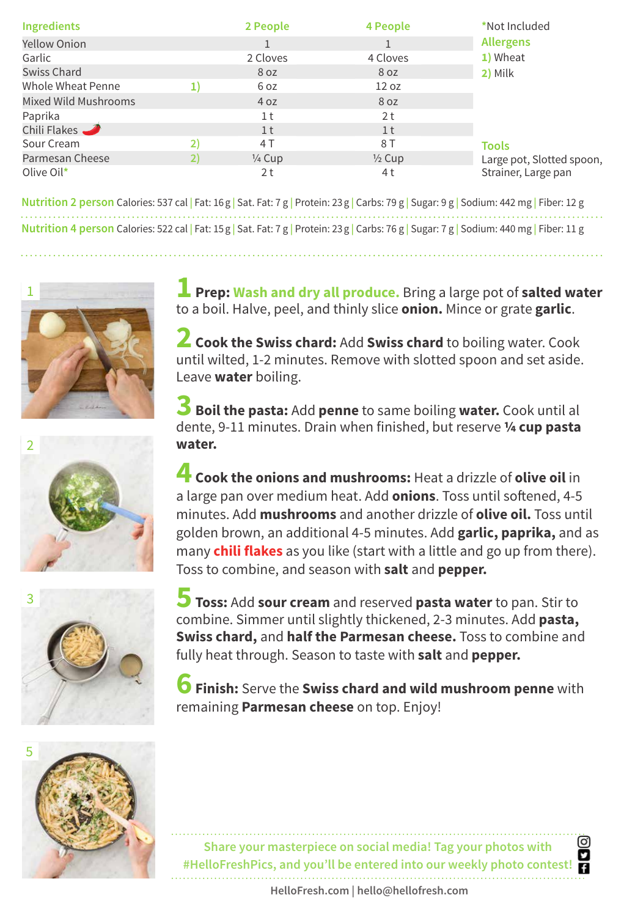| Ingredients | | 2 People | 4 People |
|---|---|---|---|
| Yellow Onion | | 1 | 1 |
| Garlic | | 2 Cloves | 4 Cloves |
| Swiss Chard | | 8 oz | 8 oz |
| Whole Wheat Penne | 1) | 6 oz | 12 oz |
| Mixed Wild Mushrooms | | 4 oz | 8 oz |
| Paprika | | 1 t | 2 t |
| Chili Flakes | | 1 t | 1 t |
| Sour Cream | 2) | 4 T | 8 T |
| Parmesan Cheese | 2) | ¼ Cup | ½ Cup |
| Olive Oil* | | 2 t | 4 t |

*Not Included

**Allergens**

1) Wheat
2) Milk

**Tools**

Large pot, Slotted spoon, Strainer, Large pan

**Nutrition 2 person** Calories: 537 cal | Fat: 16 g | Sat. Fat: 7 g | Protein: 23 g | Carbs: 79 g | Sugar: 9 g | Sodium: 442 mg | Fiber: 12 g

**Nutrition 4 person** Calories: 522 cal | Fat: 15 g | Sat. Fat: 7 g | Protein: 23 g | Carbs: 76 g | Sugar: 7 g | Sodium: 440 mg | Fiber: 11 g

1

2

3

5

**1 Prep:** **Wash and dry all produce.** Bring a large pot of **salted water** to a boil. Halve, peel, and thinly slice **onion.** Mince or grate **garlic**.

**2 Cook the Swiss chard:** Add **Swiss chard** to boiling water. Cook until wilted, 1-2 minutes. Remove with slotted spoon and set aside. Leave **water** boiling.

**3 Boil the pasta:** Add **penne** to same boiling **water.** Cook until al dente, 9-11 minutes. Drain when finished, but reserve **¼ cup pasta water.**

**4 Cook the onions and mushrooms:** Heat a drizzle of **olive oil** in a large pan over medium heat. Add **onions**. Toss until softened, 4-5 minutes. Add **mushrooms** and another drizzle of **olive oil.** Toss until golden brown, an additional 4-5 minutes. Add **garlic, paprika,** and as many **chili flakes** as you like (start with a little and go up from there). Toss to combine, and season with **salt** and **pepper.**

**5 Toss:** Add **sour cream** and reserved **pasta water** to pan. Stir to combine. Simmer until slightly thickened, 2-3 minutes. Add **pasta, Swiss chard,** and **half the Parmesan cheese.** Toss to combine and fully heat through. Season to taste with **salt** and **pepper.**

**6 Finish:** Serve the **Swiss chard and wild mushroom penne** with remaining **Parmesan cheese** on top. Enjoy!

Share your masterpiece on social media! Tag your photos with #HelloFreshPics, and you'll be entered into our weekly photo contest!

HelloFresh.com | hello@hellofresh.com